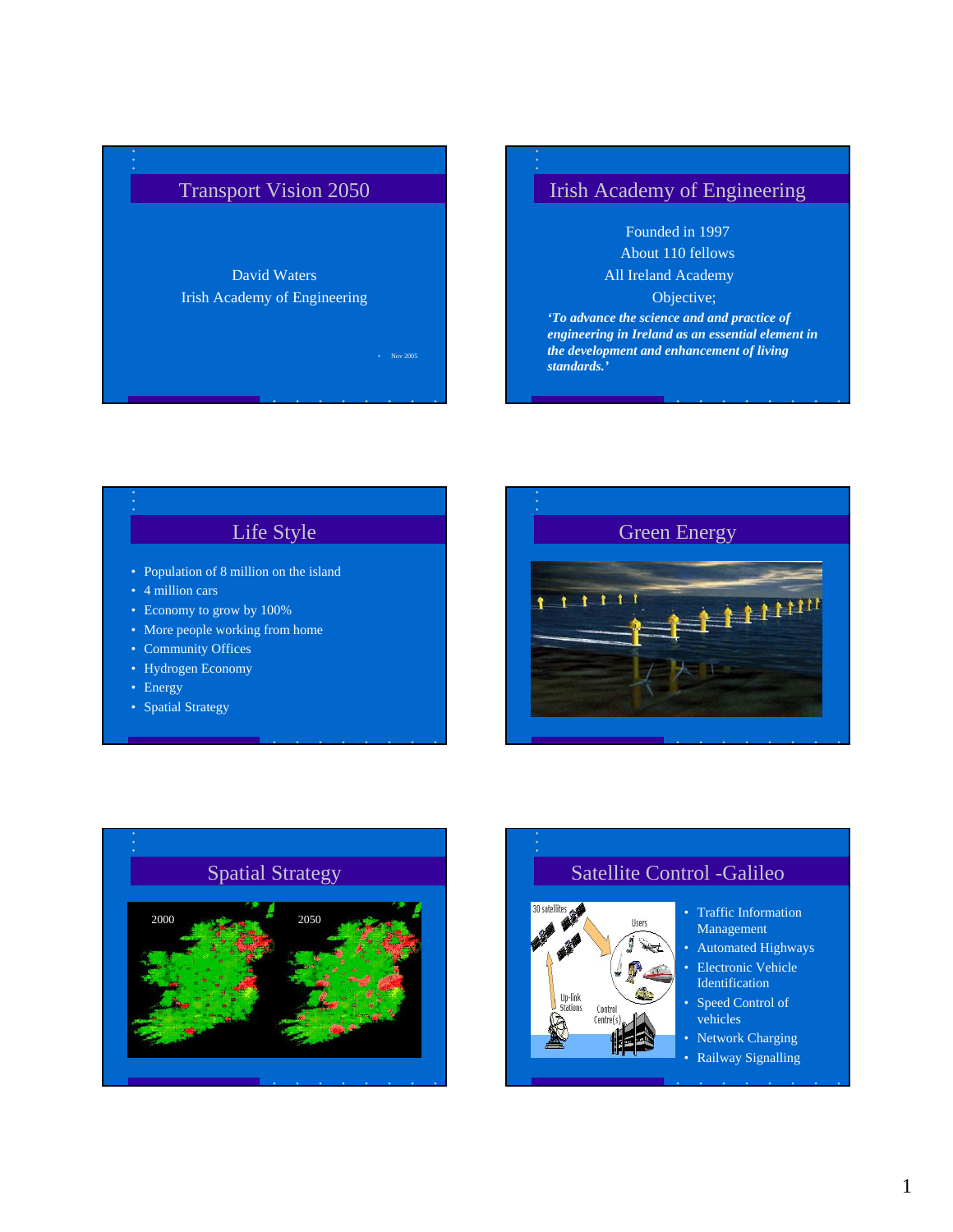## Transport Vision 2050

David Waters
Irish Academy of Engineering

Nov 2005

## Irish Academy of Engineering

Founded in 1997
About 110 fellows
All Ireland Academy
Objective;

***'To advance the science and and practice of engineering in Ireland as an essential element in the development and enhancement of living standards.'***

## Life Style

- Population of 8 million on the island
- 4 million cars
- Economy to grow by 100%
- More people working from home
- Community Offices
- Hydrogen Economy
- Energy
- Spatial Strategy

## Green Energy

## Spatial Strategy

2000

2050

## Satellite Control -Galileo

30 satellites

Users

Up-link Stations

Control Centre(s)

- Traffic Information Management
- Automated Highways
- Electronic Vehicle Identification
- Speed Control of vehicles
- Network Charging
- Railway Signalling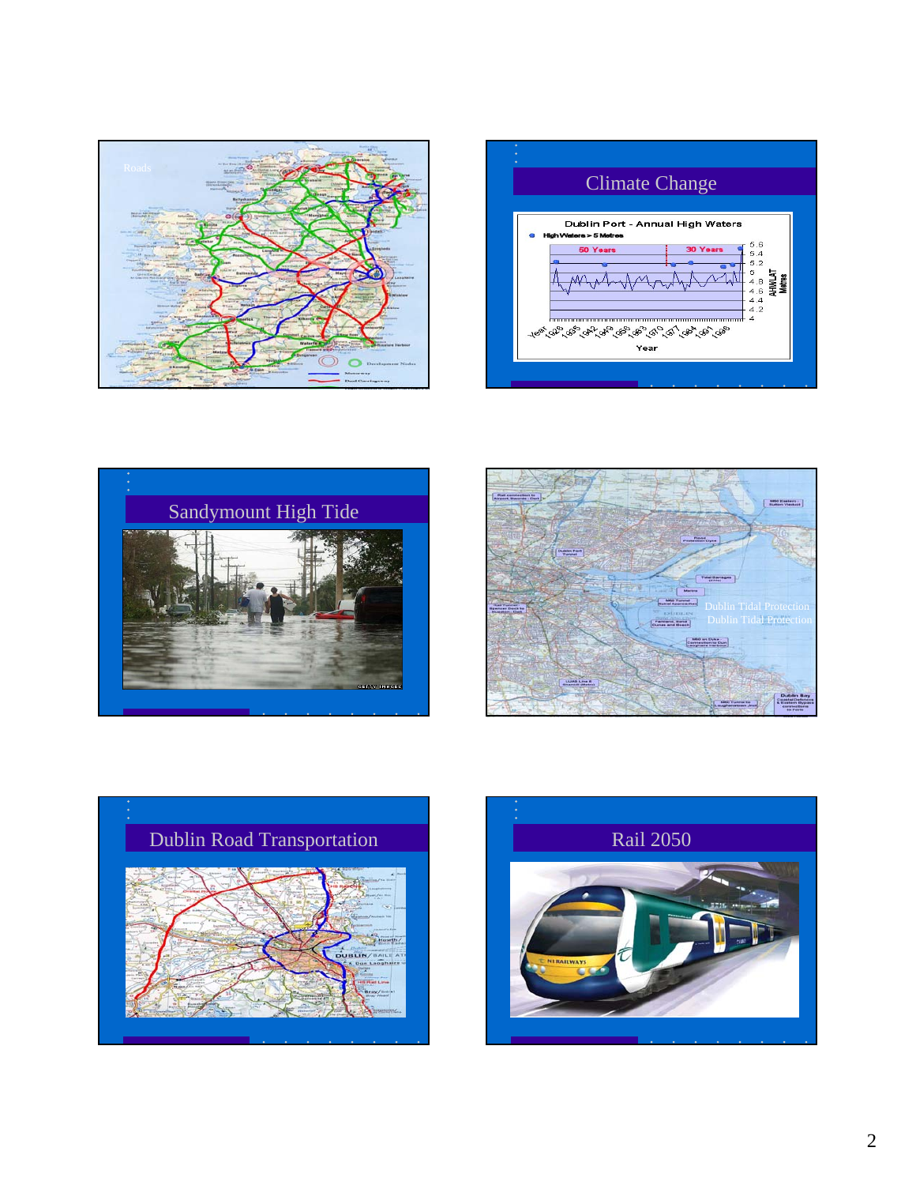Roads

## Climate Change

Dublin Port - Annual High Waters

## Sandymount High Tide

Dublin Tidal Protection

## Dublin Road Transportation

## Rail 2050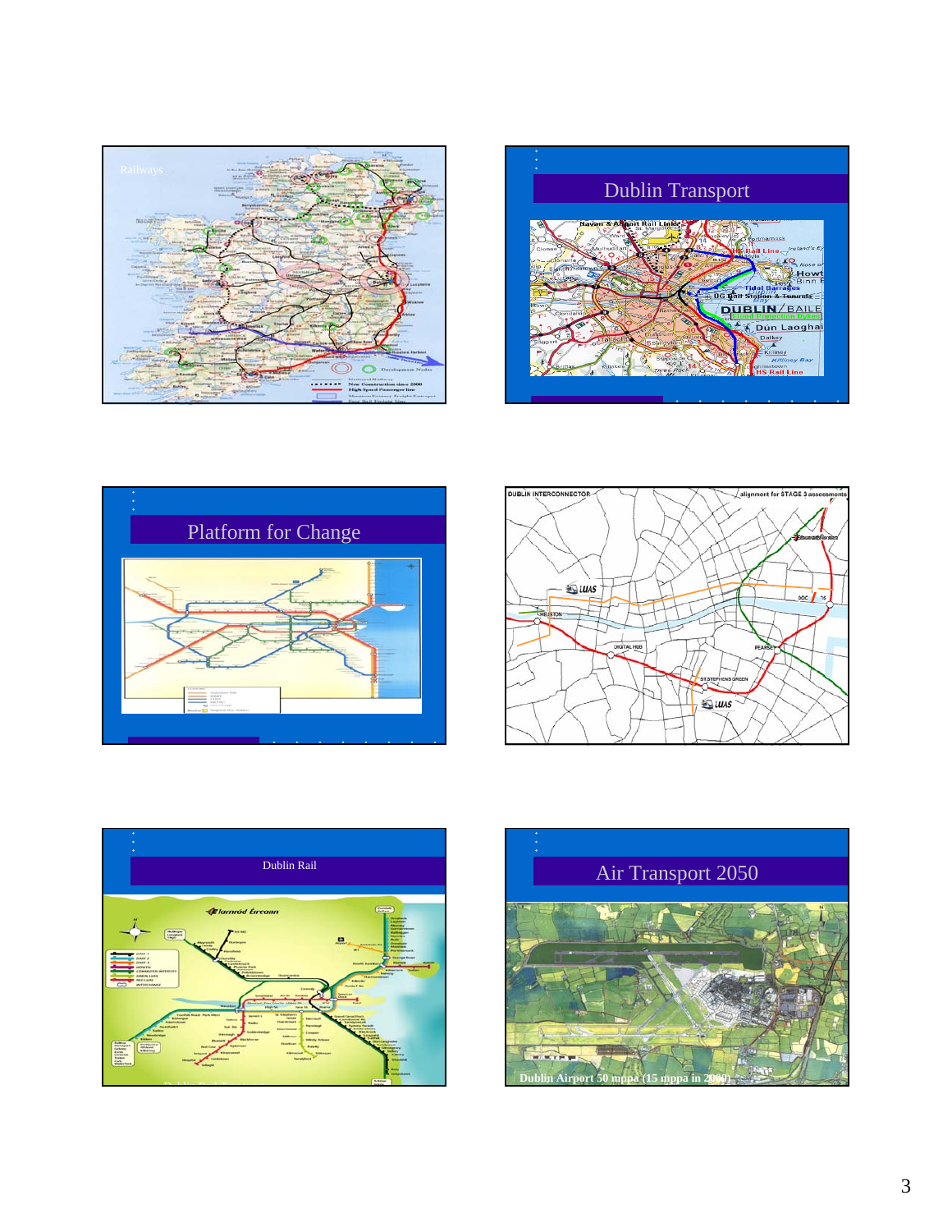## Railways

## Dublin Transport

## Platform for Change

DUBLIN INTERCONNECTOR — alignment for STAGE 3 assessments

## Dublin Rail

## Air Transport 2050

Dublin Airport 50 mppa (15 mppa in 2000)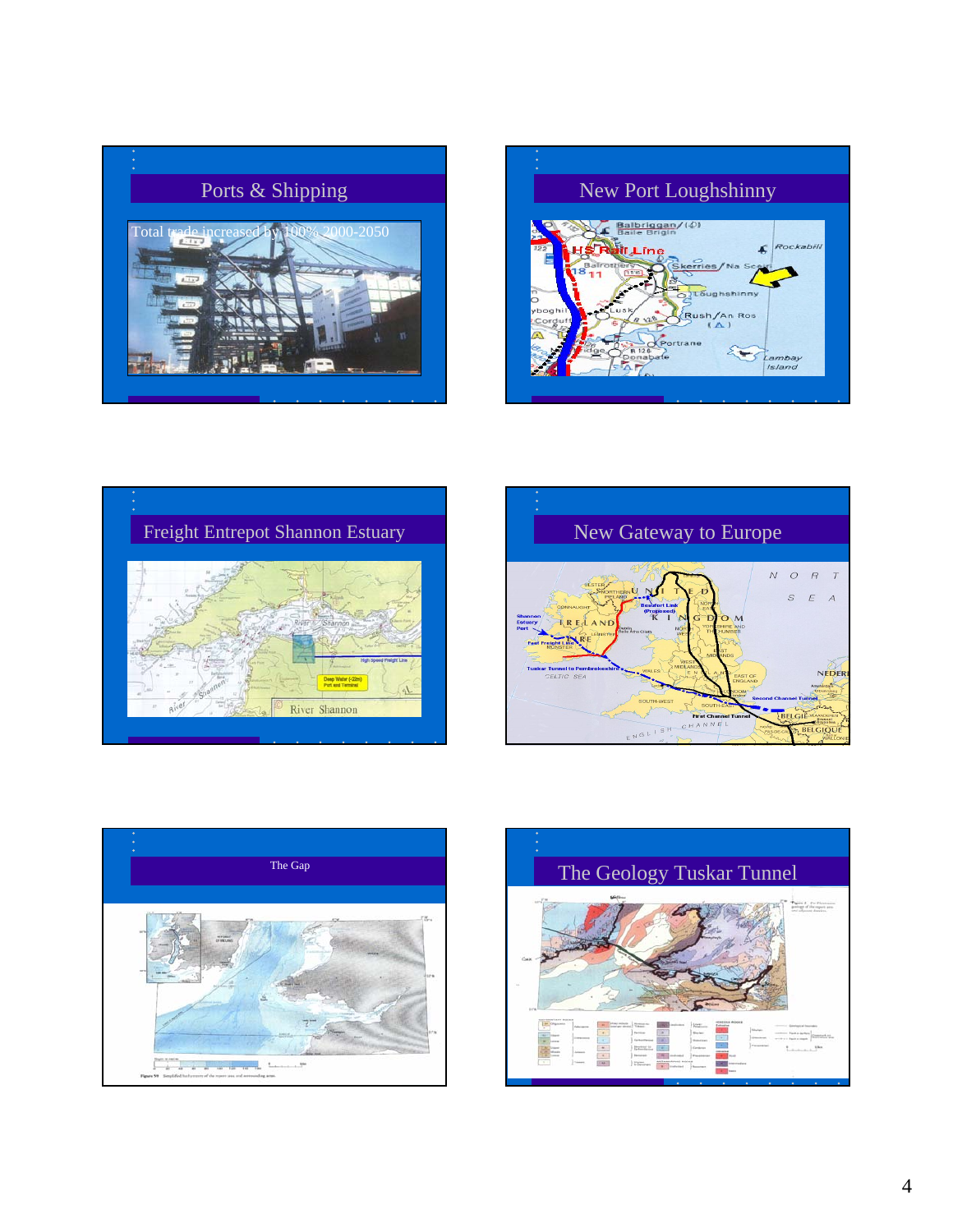## Ports & Shipping

Total trade increased by 100% 2000-2050

## New Port Loughshinny

## Freight Entrepot Shannon Estuary

## New Gateway to Europe

## The Gap

## The Geology Tuskar Tunnel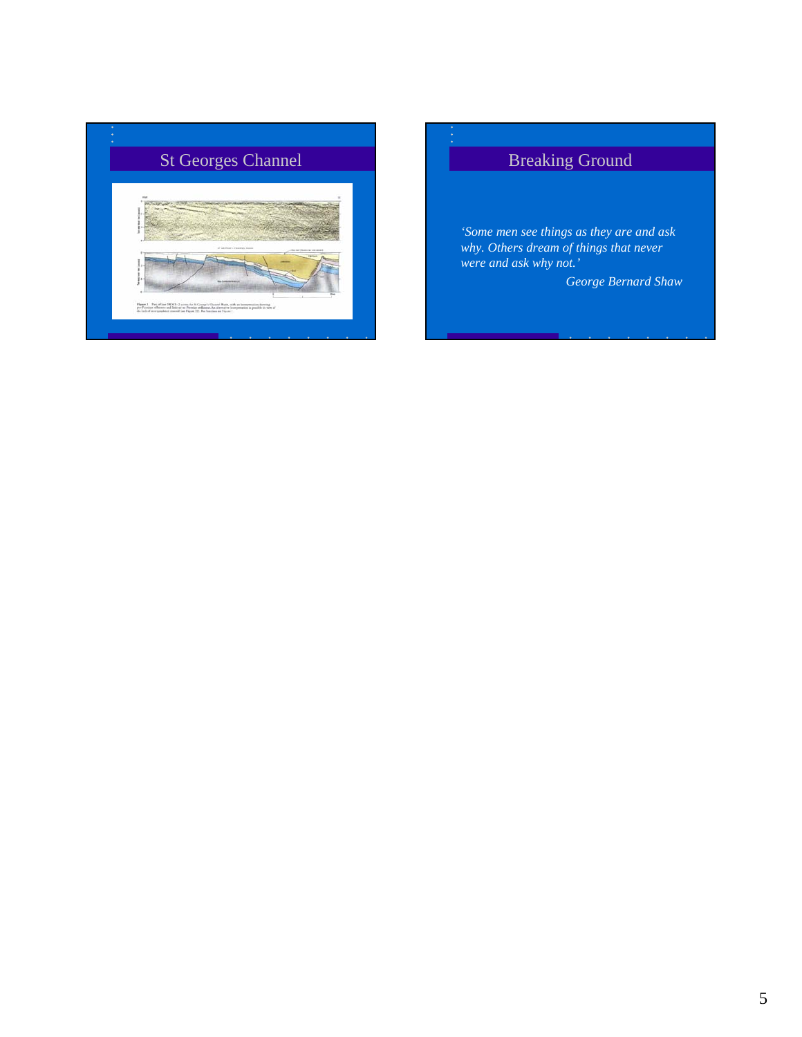## St Georges Channel

## Breaking Ground

*'Some men see things as they are and ask why. Others dream of things that never were and ask why not.'*

*George Bernard Shaw*